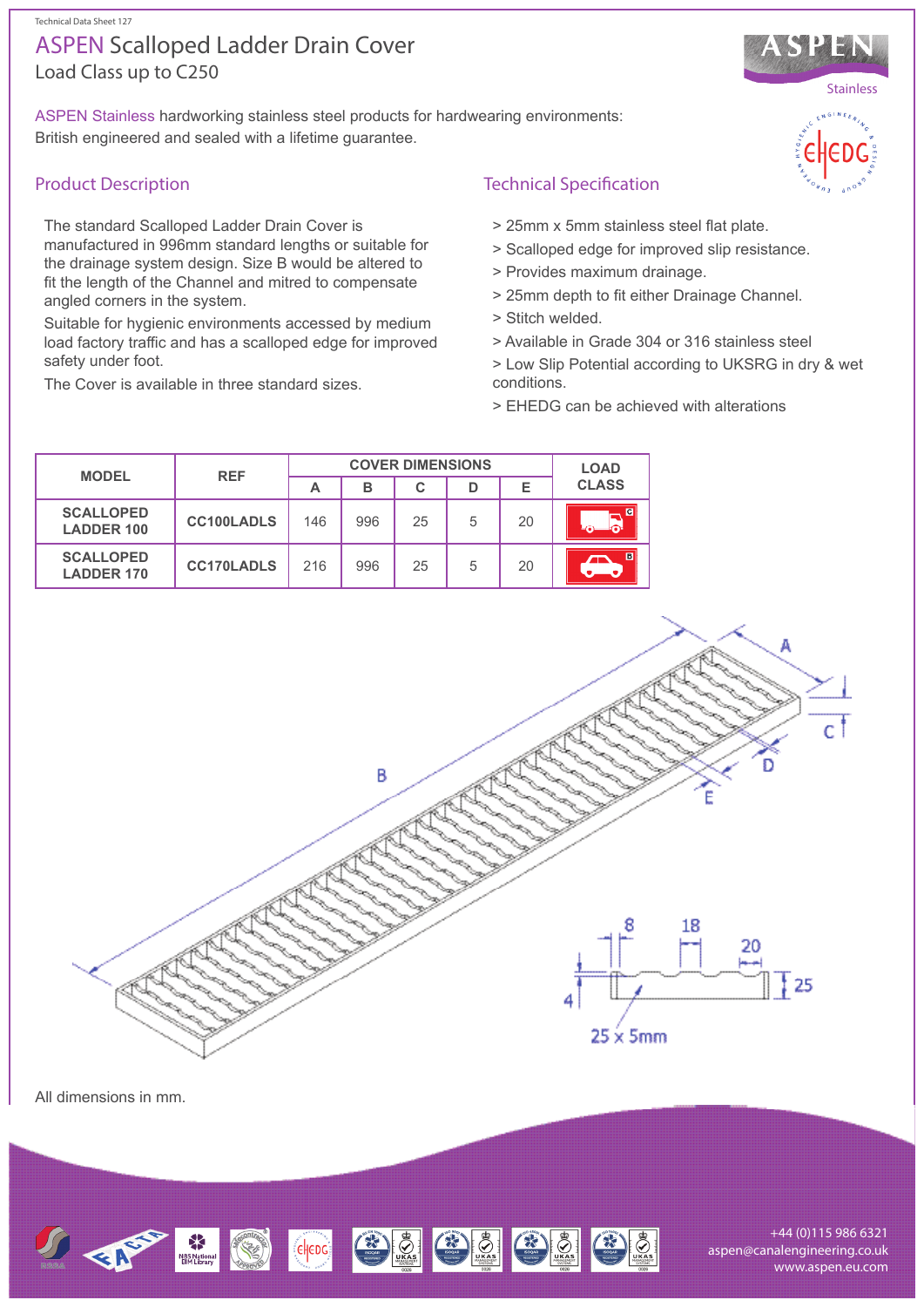Technical Data Sheet 127

# ASPEN Scalloped Ladder Drain Cover

Load Class up to C250

ASPEN Stainless hardworking stainless steel products for hardwearing environments: British engineered and sealed with a lifetime guarantee.

## Product Description

The standard Scalloped Ladder Drain Cover is manufactured in 996mm standard lengths or suitable for the drainage system design. Size B would be altered to fit the length of the Channel and mitred to compensate angled corners in the system.

Suitable for hygienic environments accessed by medium load factory traffic and has a scalloped edge for improved safety under foot.

The Cover is available in three standard sizes.

## Technical Specification

> 25mm x 5mm stainless steel flat plate.

> Scalloped edge for improved slip resistance.

> Provides maximum drainage.

> 25mm depth to fit either Drainage Channel.

> Stitch welded.

> Available in Grade 304 or 316 stainless steel

> Low Slip Potential according to UKSRG in dry & wet conditions.

> EHEDG can be achieved with alterations

| MODEL | REF | COVER DIMENSIONS | | | | | LOAD CLASS |
|---|---|---|---|---|---|---|---|
| | | A | B | C | D | E | |
| SCALLOPED LADDER 100 | CC100LADLS | 146 | 996 | 25 | 5 | 20 | C |
| SCALLOPED LADDER 170 | CC170LADLS | 216 | 996 | 25 | 5 | 20 | B |

All dimensions in mm.

+44 (0)115 986 6321
aspen@canalengineering.co.uk
www.aspen.eu.com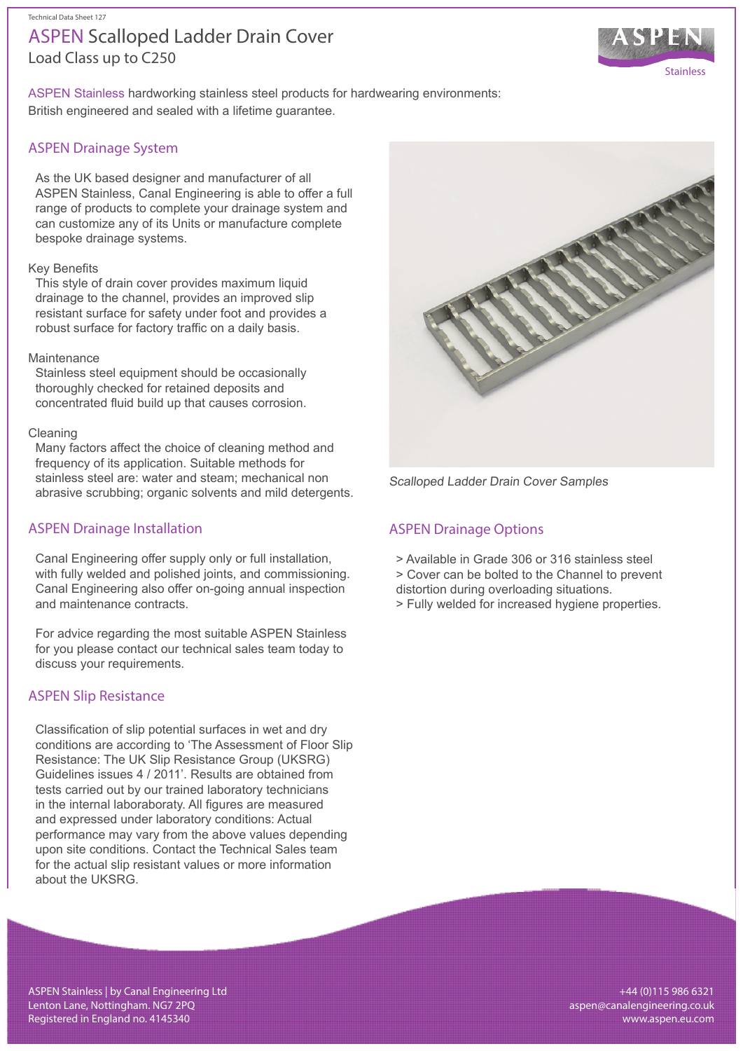Technical Data Sheet 127

# ASPEN Scalloped Ladder Drain Cover

Load Class up to C250

ASPEN Stainless hardworking stainless steel products for hardwearing environments: British engineered and sealed with a lifetime guarantee.

## ASPEN Drainage System

As the UK based designer and manufacturer of all ASPEN Stainless, Canal Engineering is able to offer a full range of products to complete your drainage system and can customize any of its Units or manufacture complete bespoke drainage systems.

Key Benefits

This style of drain cover provides maximum liquid drainage to the channel, provides an improved slip resistant surface for safety under foot and provides a robust surface for factory traffic on a daily basis.

Maintenance

Stainless steel equipment should be occasionally thoroughly checked for retained deposits and concentrated fluid build up that causes corrosion.

Cleaning

Many factors affect the choice of cleaning method and frequency of its application. Suitable methods for stainless steel are: water and steam; mechanical non abrasive scrubbing; organic solvents and mild detergents.

*Scalloped Ladder Drain Cover Samples*

## ASPEN Drainage Installation

Canal Engineering offer supply only or full installation, with fully welded and polished joints, and commissioning. Canal Engineering also offer on-going annual inspection and maintenance contracts.

For advice regarding the most suitable ASPEN Stainless for you please contact our technical sales team today to discuss your requirements.

## ASPEN Slip Resistance

Classification of slip potential surfaces in wet and dry conditions are according to 'The Assessment of Floor Slip Resistance: The UK Slip Resistance Group (UKSRG) Guidelines issues 4 / 2011'. Results are obtained from tests carried out by our trained laboratory technicians in the internal laboraboraty. All figures are measured and expressed under laboratory conditions: Actual performance may vary from the above values depending upon site conditions. Contact the Technical Sales team for the actual slip resistant values or more information about the UKSRG.

## ASPEN Drainage Options

> Available in Grade 306 or 316 stainless steel
> Cover can be bolted to the Channel to prevent distortion during overloading situations.
> Fully welded for increased hygiene properties.

ASPEN Stainless | by Canal Engineering Ltd
Lenton Lane, Nottingham. NG7 2PQ
Registered in England no. 4145340

+44 (0)115 986 6321
aspen@canalengineering.co.uk
www.aspen.eu.com